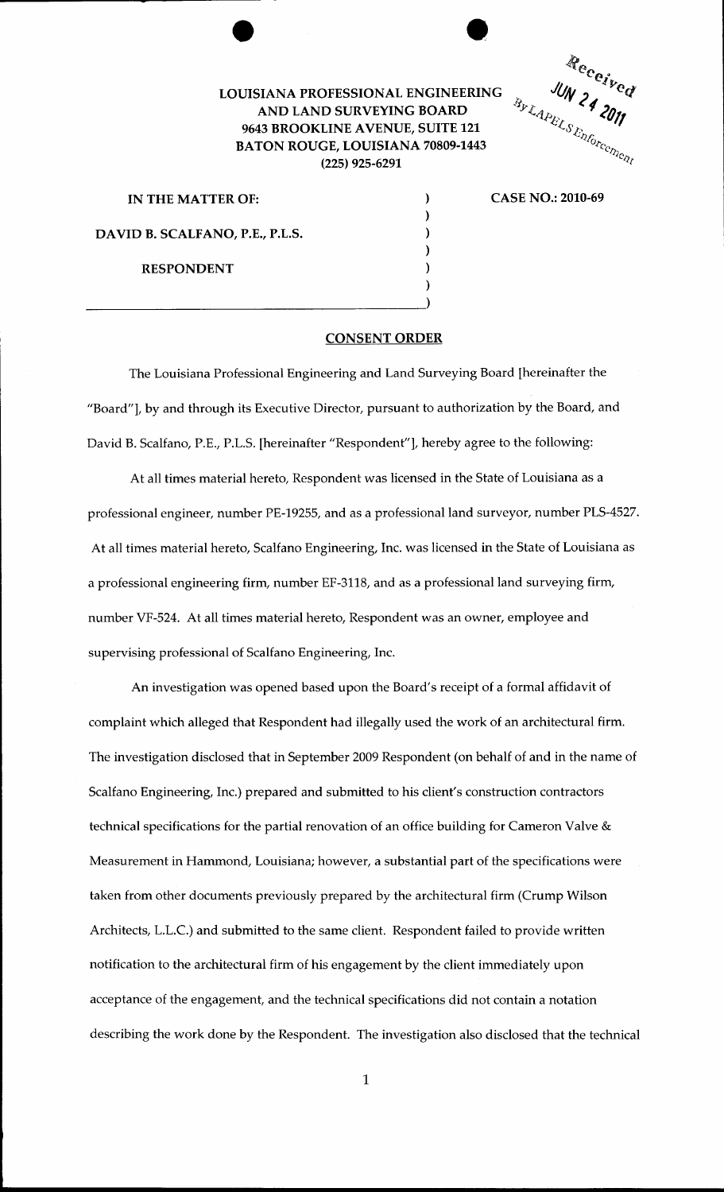**LOUISIANA PROFESSIONAL ENGINEERING AND LAND SURVEYING BOARD**
**9643 BROOKLINE AVENUE, SUITE 121**
**BATON ROUGE, LOUISIANA 70809-1443**
**(225) 925-6291**

Received
JUN 24 2011
By LAPELS Enforcement

| | |
|---|---|
| **IN THE MATTER OF:** | **CASE NO.: 2010-69** |
| **DAVID B. SCALFANO, P.E., P.L.S.** | |
| **RESPONDENT** | |

## CONSENT ORDER

The Louisiana Professional Engineering and Land Surveying Board [hereinafter the "Board"], by and through its Executive Director, pursuant to authorization by the Board, and David B. Scalfano, P.E., P.L.S. [hereinafter "Respondent"], hereby agree to the following:

At all times material hereto, Respondent was licensed in the State of Louisiana as a professional engineer, number PE-19255, and as a professional land surveyor, number PLS-4527. At all times material hereto, Scalfano Engineering, Inc. was licensed in the State of Louisiana as a professional engineering firm, number EF-3118, and as a professional land surveying firm, number VF-524. At all times material hereto, Respondent was an owner, employee and supervising professional of Scalfano Engineering, Inc.

An investigation was opened based upon the Board's receipt of a formal affidavit of complaint which alleged that Respondent had illegally used the work of an architectural firm. The investigation disclosed that in September 2009 Respondent (on behalf of and in the name of Scalfano Engineering, Inc.) prepared and submitted to his client's construction contractors technical specifications for the partial renovation of an office building for Cameron Valve & Measurement in Hammond, Louisiana; however, a substantial part of the specifications were taken from other documents previously prepared by the architectural firm (Crump Wilson Architects, L.L.C.) and submitted to the same client. Respondent failed to provide written notification to the architectural firm of his engagement by the client immediately upon acceptance of the engagement, and the technical specifications did not contain a notation describing the work done by the Respondent. The investigation also disclosed that the technical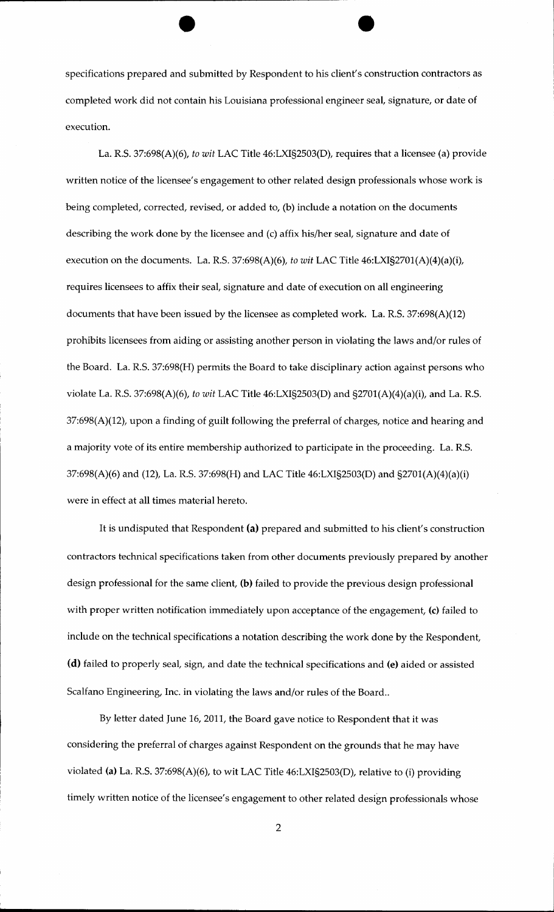specifications prepared and submitted by Respondent to his client's construction contractors as completed work did not contain his Louisiana professional engineer seal, signature, or date of execution.

La. R.S. 37:698(A)(6), *to wit* LAC Title 46:LXI§2503(D), requires that a licensee (a) provide written notice of the licensee's engagement to other related design professionals whose work is being completed, corrected, revised, or added to, (b) include a notation on the documents describing the work done by the licensee and (c) affix his/her seal, signature and date of execution on the documents. La. R.S. 37:698(A)(6), *to wit* LAC Title 46:LXI§2701(A)(4)(a)(i), requires licensees to affix their seal, signature and date of execution on all engineering documents that have been issued by the licensee as completed work. La. R.S. 37:698(A)(12) prohibits licensees from aiding or assisting another person in violating the laws and/or rules of the Board. La. R.S. 37:698(H) permits the Board to take disciplinary action against persons who violate La. R.S. 37:698(A)(6), *to wit* LAC Title 46:LXI§2503(D) and §2701(A)(4)(a)(i), and La. R.S. 37:698(A)(12), upon a finding of guilt following the preferral of charges, notice and hearing and a majority vote of its entire membership authorized to participate in the proceeding. La. R.S. 37:698(A)(6) and (12), La. R.S. 37:698(H) and LAC Title 46:LXI§2503(D) and §2701(A)(4)(a)(i) were in effect at all times material hereto.

It is undisputed that Respondent **(a)** prepared and submitted to his client's construction contractors technical specifications taken from other documents previously prepared by another design professional for the same client, **(b)** failed to provide the previous design professional with proper written notification immediately upon acceptance of the engagement, **(c)** failed to include on the technical specifications a notation describing the work done by the Respondent, **(d)** failed to properly seal, sign, and date the technical specifications and **(e)** aided or assisted Scalfano Engineering, Inc. in violating the laws and/or rules of the Board..

By letter dated June 16, 2011, the Board gave notice to Respondent that it was considering the preferral of charges against Respondent on the grounds that he may have violated **(a)** La. R.S. 37:698(A)(6), to wit LAC Title 46:LXI§2503(D), relative to (i) providing timely written notice of the licensee's engagement to other related design professionals whose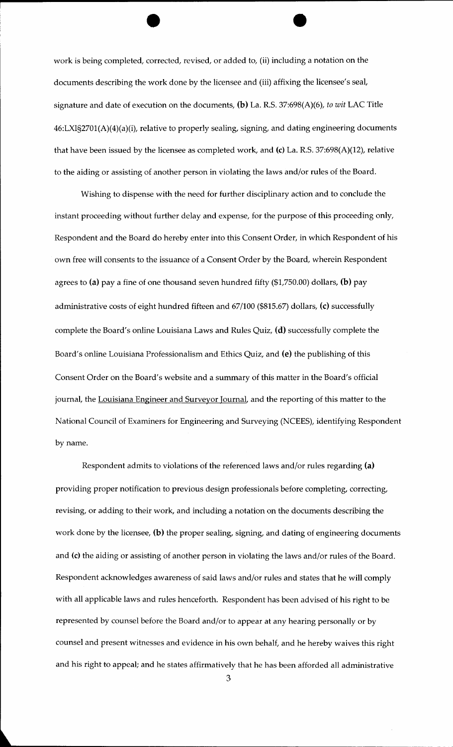work is being completed, corrected, revised, or added to, (ii) including a notation on the documents describing the work done by the licensee and (iii) affixing the licensee's seal, signature and date of execution on the documents, **(b)** La. R.S. 37:698(A)(6), *to wit* LAC Title 46:LXI§2701(A)(4)(a)(i), relative to properly sealing, signing, and dating engineering documents that have been issued by the licensee as completed work, and **(c)** La. R.S. 37:698(A)(12), relative to the aiding or assisting of another person in violating the laws and/or rules of the Board.

Wishing to dispense with the need for further disciplinary action and to conclude the instant proceeding without further delay and expense, for the purpose of this proceeding only, Respondent and the Board do hereby enter into this Consent Order, in which Respondent of his own free will consents to the issuance of a Consent Order by the Board, wherein Respondent agrees to **(a)** pay a fine of one thousand seven hundred fifty ($1,750.00) dollars, **(b)** pay administrative costs of eight hundred fifteen and 67/100 ($815.67) dollars, **(c)** successfully complete the Board's online Louisiana Laws and Rules Quiz, **(d)** successfully complete the Board's online Louisiana Professionalism and Ethics Quiz, and **(e)** the publishing of this Consent Order on the Board's website and a summary of this matter in the Board's official journal, the Louisiana Engineer and Surveyor Journal, and the reporting of this matter to the National Council of Examiners for Engineering and Surveying (NCEES), identifying Respondent by name.

Respondent admits to violations of the referenced laws and/or rules regarding **(a)** providing proper notification to previous design professionals before completing, correcting, revising, or adding to their work, and including a notation on the documents describing the work done by the licensee, **(b)** the proper sealing, signing, and dating of engineering documents and **(c)** the aiding or assisting of another person in violating the laws and/or rules of the Board. Respondent acknowledges awareness of said laws and/or rules and states that he will comply with all applicable laws and rules henceforth. Respondent has been advised of his right to be represented by counsel before the Board and/or to appear at any hearing personally or by counsel and present witnesses and evidence in his own behalf, and he hereby waives this right and his right to appeal; and he states affirmatively that he has been afforded all administrative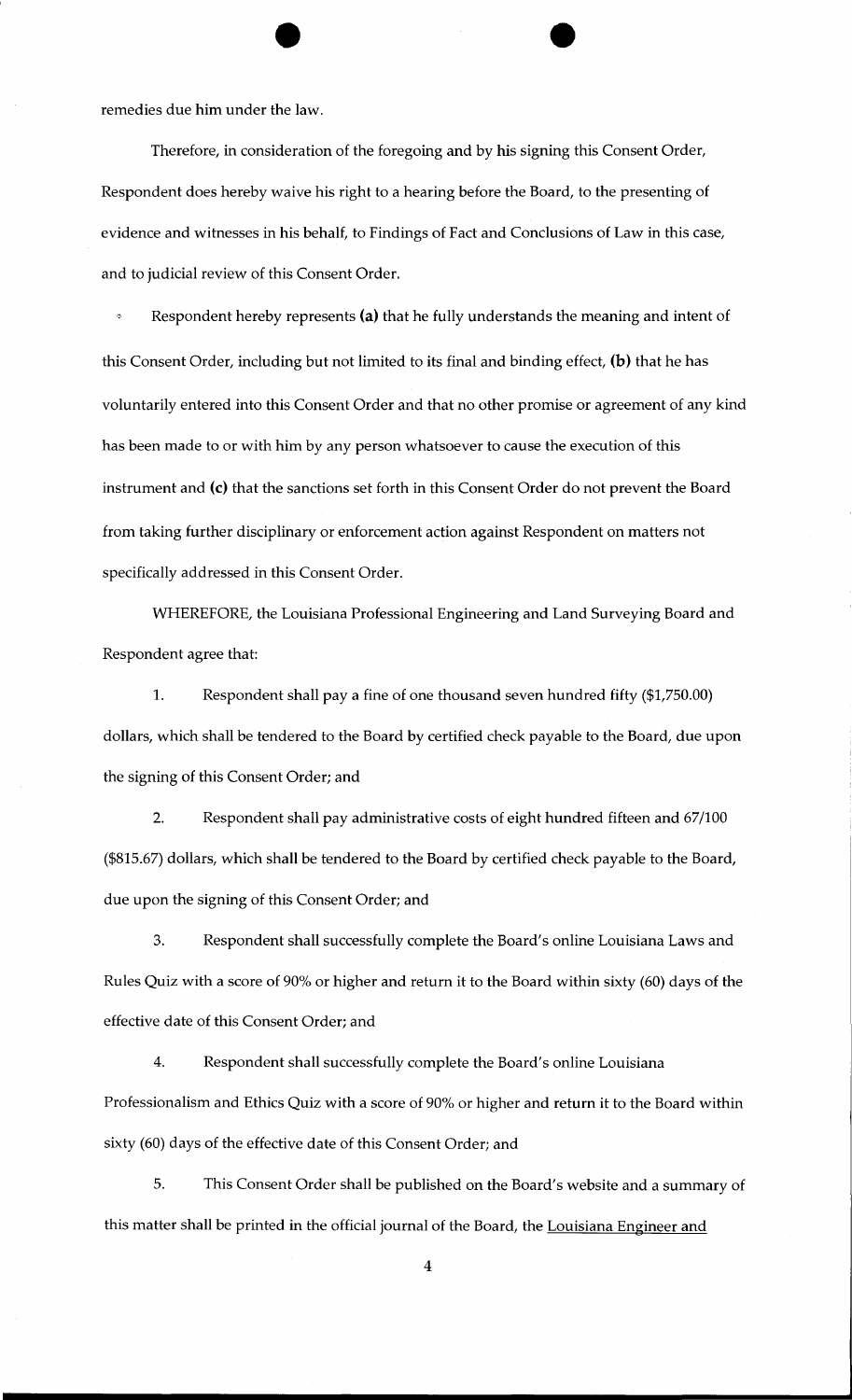remedies due him under the law.

Therefore, in consideration of the foregoing and by his signing this Consent Order, Respondent does hereby waive his right to a hearing before the Board, to the presenting of evidence and witnesses in his behalf, to Findings of Fact and Conclusions of Law in this case, and to judicial review of this Consent Order.

Respondent hereby represents **(a)** that he fully understands the meaning and intent of this Consent Order, including but not limited to its final and binding effect, **(b)** that he has voluntarily entered into this Consent Order and that no other promise or agreement of any kind has been made to or with him by any person whatsoever to cause the execution of this instrument and **(c)** that the sanctions set forth in this Consent Order do not prevent the Board from taking further disciplinary or enforcement action against Respondent on matters not specifically addressed in this Consent Order.

WHEREFORE, the Louisiana Professional Engineering and Land Surveying Board and Respondent agree that:

1. Respondent shall pay a fine of one thousand seven hundred fifty ($1,750.00) dollars, which shall be tendered to the Board by certified check payable to the Board, due upon the signing of this Consent Order; and

2. Respondent shall pay administrative costs of eight hundred fifteen and 67/100 ($815.67) dollars, which shall be tendered to the Board by certified check payable to the Board, due upon the signing of this Consent Order; and

3. Respondent shall successfully complete the Board's online Louisiana Laws and Rules Quiz with a score of 90% or higher and return it to the Board within sixty (60) days of the effective date of this Consent Order; and

4. Respondent shall successfully complete the Board's online Louisiana Professionalism and Ethics Quiz with a score of 90% or higher and return it to the Board within sixty (60) days of the effective date of this Consent Order; and

5. This Consent Order shall be published on the Board's website and a summary of this matter shall be printed in the official journal of the Board, the Louisiana Engineer and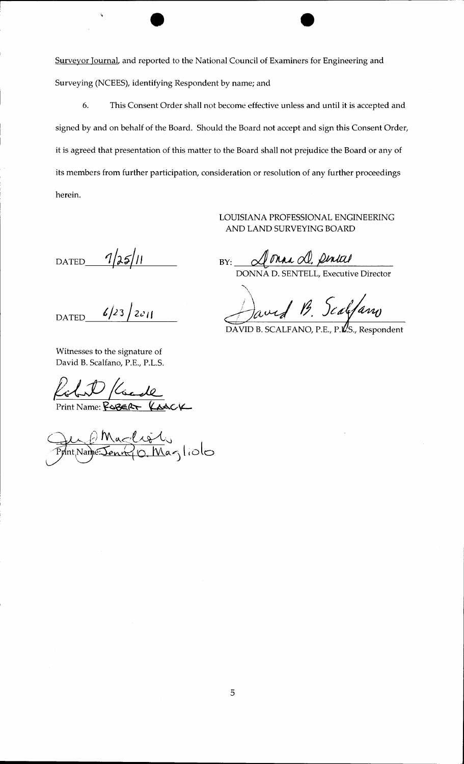Surveyor Journal, and reported to the National Council of Examiners for Engineering and Surveying (NCEES), identifying Respondent by name; and

6. This Consent Order shall not become effective unless and until it is accepted and signed by and on behalf of the Board. Should the Board not accept and sign this Consent Order, it is agreed that presentation of this matter to the Board shall not prejudice the Board or any of its members from further participation, consideration or resolution of any further proceedings herein.

LOUISIANA PROFESSIONAL ENGINEERING AND LAND SURVEYING BOARD

DATED 7/25/11

BY: Donna D. Sentell

DONNA D. SENTELL, Executive Director

DATED 6/23/2011

David B. Scalfano

DAVID B. SCALFANO, P.E., P.L.S., Respondent

Witnesses to the signature of
David B. Scalfano, P.E., P.L.S.

Print Name: ROBERT KAACK

Print Name: Jenny O. Magliolo